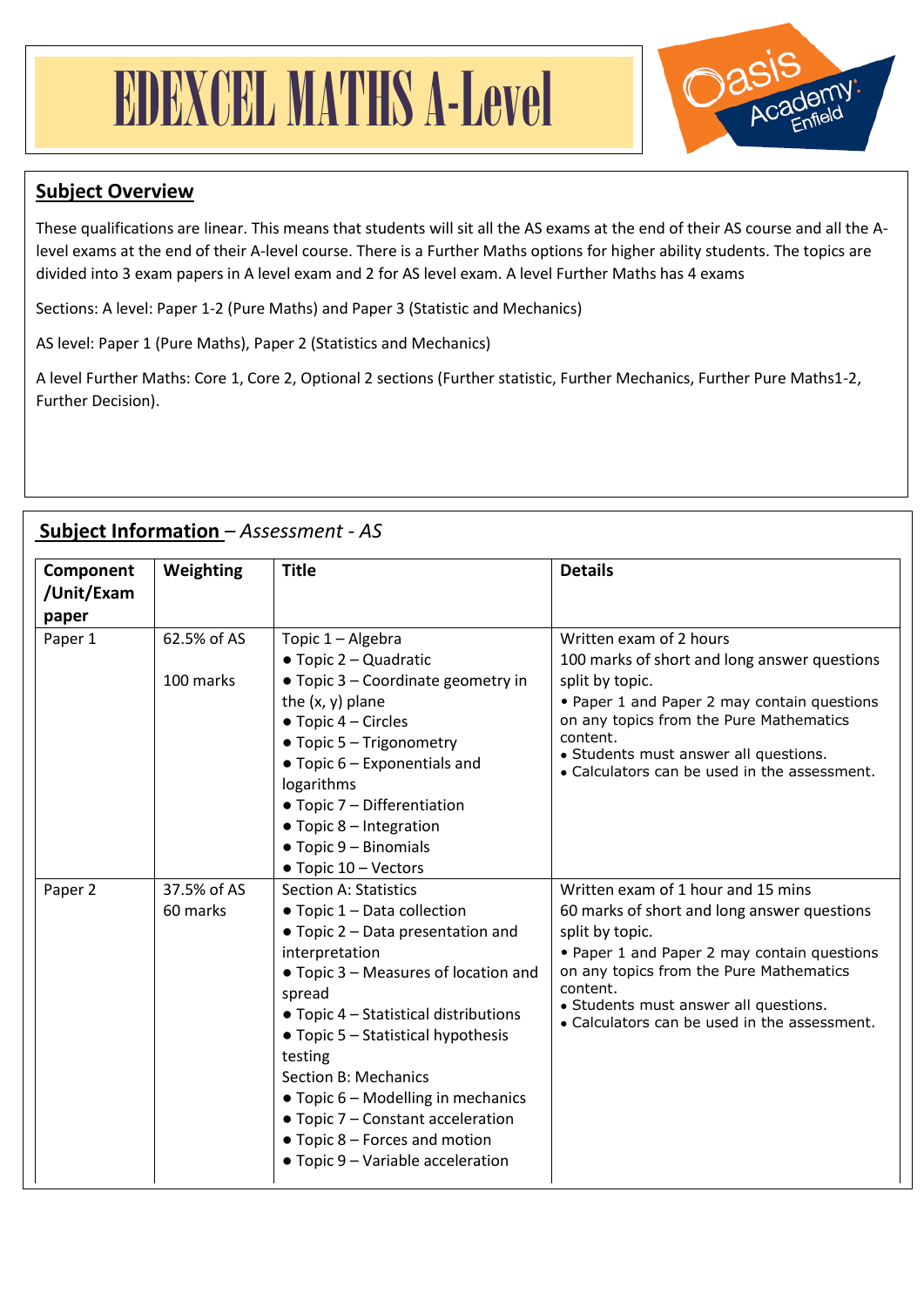# EDEXCEL MATHS A-Level

## Subject Overview

These qualifications are linear. This means that students will sit all the AS exams at the end of their AS course and all the A-level exams at the end of their A-level course. There is a Further Maths options for higher ability students. The topics are divided into 3 exam papers in A level exam and 2 for AS level exam. A level Further Maths has 4 exams

Sections: A level: Paper 1-2 (Pure Maths) and Paper 3 (Statistic and Mechanics)

AS level: Paper 1 (Pure Maths), Paper 2 (Statistics and Mechanics)

A level Further Maths: Core 1, Core 2, Optional 2 sections (Further statistic, Further Mechanics, Further Pure Maths1-2, Further Decision).

## Subject Information – *Assessment - AS*

| Component /Unit/Exam paper | Weighting | Title | Details |
|---|---|---|---|
| Paper 1 | 62.5% of AS<br><br>100 marks | Topic 1 – Algebra<br>• Topic 2 – Quadratic<br>• Topic 3 – Coordinate geometry in the (x, y) plane<br>• Topic 4 – Circles<br>• Topic 5 – Trigonometry<br>• Topic 6 – Exponentials and logarithms<br>• Topic 7 – Differentiation<br>• Topic 8 – Integration<br>• Topic 9 – Binomials<br>• Topic 10 – Vectors | Written exam of 2 hours<br>100 marks of short and long answer questions split by topic.<br>• Paper 1 and Paper 2 may contain questions on any topics from the Pure Mathematics content.<br>• Students must answer all questions.<br>• Calculators can be used in the assessment. |
| Paper 2 | 37.5% of AS<br>60 marks | Section A: Statistics<br>• Topic 1 – Data collection<br>• Topic 2 – Data presentation and interpretation<br>• Topic 3 – Measures of location and spread<br>• Topic 4 – Statistical distributions<br>• Topic 5 – Statistical hypothesis testing<br>Section B: Mechanics<br>• Topic 6 – Modelling in mechanics<br>• Topic 7 – Constant acceleration<br>• Topic 8 – Forces and motion<br>• Topic 9 – Variable acceleration | Written exam of 1 hour and 15 mins<br>60 marks of short and long answer questions split by topic.<br>• Paper 1 and Paper 2 may contain questions on any topics from the Pure Mathematics content.<br>• Students must answer all questions.<br>• Calculators can be used in the assessment. |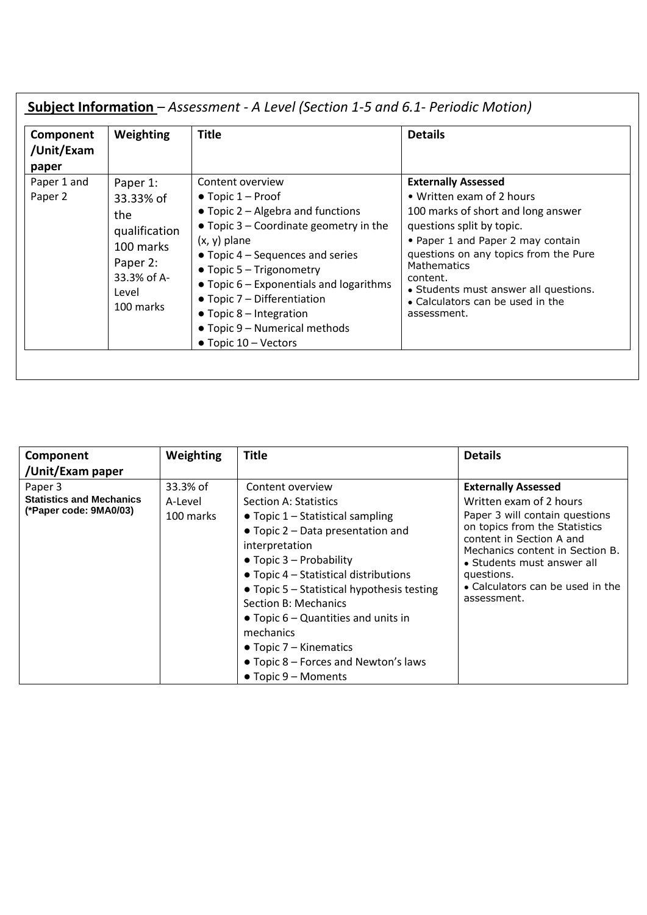**Subject Information** – *Assessment - A Level (Section 1-5 and 6.1- Periodic Motion)*

| Component /Unit/Exam paper | Weighting | Title | Details |
|---|---|---|---|
| Paper 1 and Paper 2 | Paper 1: 33.33% of the qualification 100 marks<br>Paper 2: 33.3% of A-Level 100 marks | Content overview<br>● Topic 1 – Proof<br>● Topic 2 – Algebra and functions<br>● Topic 3 – Coordinate geometry in the (x, y) plane<br>● Topic 4 – Sequences and series<br>● Topic 5 – Trigonometry<br>● Topic 6 – Exponentials and logarithms<br>● Topic 7 – Differentiation<br>● Topic 8 – Integration<br>● Topic 9 – Numerical methods<br>● Topic 10 – Vectors | **Externally Assessed**<br>• Written exam of 2 hours<br>100 marks of short and long answer questions split by topic.<br>• Paper 1 and Paper 2 may contain questions on any topics from the Pure Mathematics content.<br>• Students must answer all questions.<br>• Calculators can be used in the assessment. |

| Component /Unit/Exam paper | Weighting | Title | Details |
|---|---|---|---|
| Paper 3<br>**Statistics and Mechanics**<br>**(*Paper code: 9MA0/03)** | 33.3% of A-Level<br>100 marks | Content overview<br>Section A: Statistics<br>● Topic 1 – Statistical sampling<br>● Topic 2 – Data presentation and interpretation<br>● Topic 3 – Probability<br>● Topic 4 – Statistical distributions<br>● Topic 5 – Statistical hypothesis testing<br>Section B: Mechanics<br>● Topic 6 – Quantities and units in mechanics<br>● Topic 7 – Kinematics<br>● Topic 8 – Forces and Newton's laws<br>● Topic 9 – Moments | **Externally Assessed**<br>Written exam of 2 hours<br>Paper 3 will contain questions on topics from the Statistics content in Section A and Mechanics content in Section B.<br>• Students must answer all questions.<br>• Calculators can be used in the assessment. |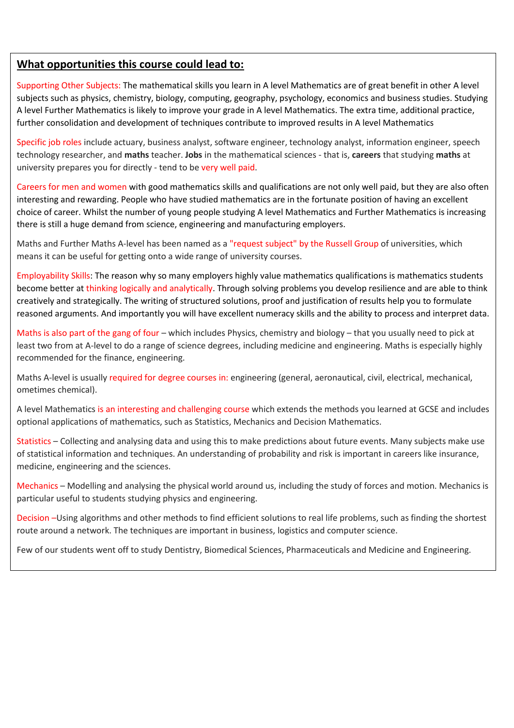## What opportunities this course could lead to:

Supporting Other Subjects: The mathematical skills you learn in A level Mathematics are of great benefit in other A level subjects such as physics, chemistry, biology, computing, geography, psychology, economics and business studies. Studying A level Further Mathematics is likely to improve your grade in A level Mathematics. The extra time, additional practice, further consolidation and development of techniques contribute to improved results in A level Mathematics

Specific job roles include actuary, business analyst, software engineer, technology analyst, information engineer, speech technology researcher, and **maths** teacher. **Jobs** in the mathematical sciences - that is, **careers** that studying **maths** at university prepares you for directly - tend to be very well paid.

Careers for men and women with good mathematics skills and qualifications are not only well paid, but they are also often interesting and rewarding. People who have studied mathematics are in the fortunate position of having an excellent choice of career. Whilst the number of young people studying A level Mathematics and Further Mathematics is increasing there is still a huge demand from science, engineering and manufacturing employers.

Maths and Further Maths A-level has been named as a "request subject" by the Russell Group of universities, which means it can be useful for getting onto a wide range of university courses.

Employability Skills: The reason why so many employers highly value mathematics qualifications is mathematics students become better at thinking logically and analytically. Through solving problems you develop resilience and are able to think creatively and strategically. The writing of structured solutions, proof and justification of results help you to formulate reasoned arguments. And importantly you will have excellent numeracy skills and the ability to process and interpret data.

Maths is also part of the gang of four – which includes Physics, chemistry and biology – that you usually need to pick at least two from at A-level to do a range of science degrees, including medicine and engineering. Maths is especially highly recommended for the finance, engineering.

Maths A-level is usually required for degree courses in: engineering (general, aeronautical, civil, electrical, mechanical, ometimes chemical).

A level Mathematics is an interesting and challenging course which extends the methods you learned at GCSE and includes optional applications of mathematics, such as Statistics, Mechanics and Decision Mathematics.

Statistics – Collecting and analysing data and using this to make predictions about future events. Many subjects make use of statistical information and techniques. An understanding of probability and risk is important in careers like insurance, medicine, engineering and the sciences.

Mechanics – Modelling and analysing the physical world around us, including the study of forces and motion. Mechanics is particular useful to students studying physics and engineering.

Decision –Using algorithms and other methods to find efficient solutions to real life problems, such as finding the shortest route around a network. The techniques are important in business, logistics and computer science.

Few of our students went off to study Dentistry, Biomedical Sciences, Pharmaceuticals and Medicine and Engineering.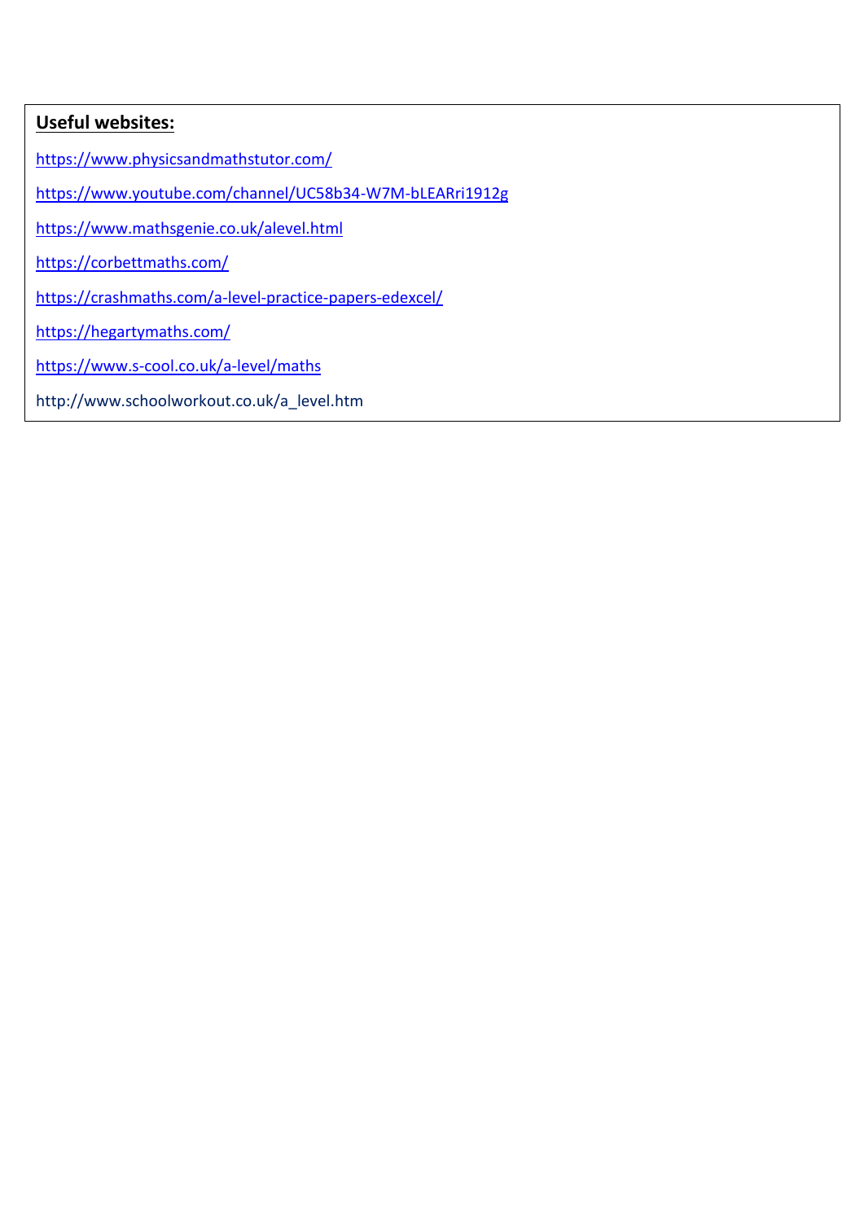**Useful websites:**

https://www.physicsandmathstutor.com/

https://www.youtube.com/channel/UC58b34-W7M-bLEARri1912g

https://www.mathsgenie.co.uk/alevel.html

https://corbettmaths.com/

https://crashmaths.com/a-level-practice-papers-edexcel/

https://hegartymaths.com/

https://www.s-cool.co.uk/a-level/maths

http://www.schoolworkout.co.uk/a_level.htm